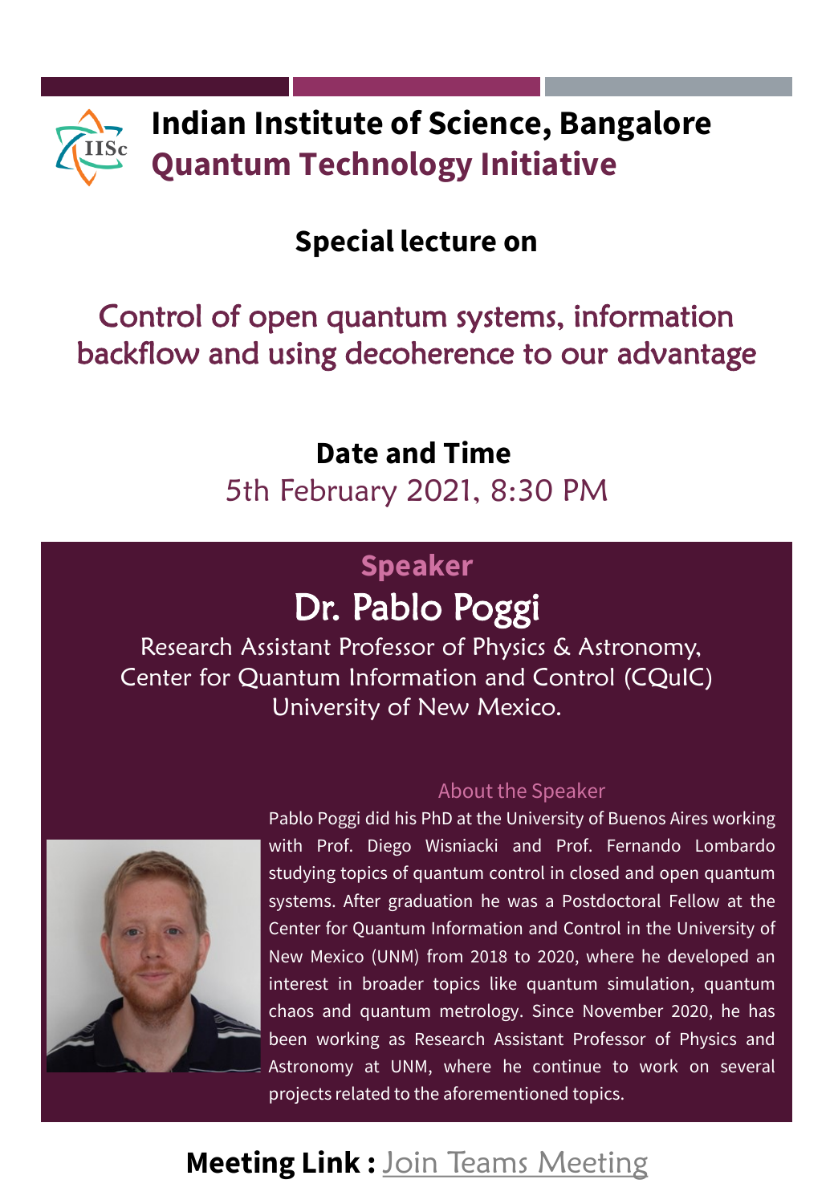# Indian Institute of Science, Bangalore
## Quantum Technology Initiative

**Special lecture on**

## Control of open quantum systems, information backflow and using decoherence to our advantage

**Date and Time**

5th February 2021, 8:30 PM

**Speaker**

## Dr. Pablo Poggi

Research Assistant Professor of Physics & Astronomy,
Center for Quantum Information and Control (CQuIC)
University of New Mexico.

### About the Speaker

Pablo Poggi did his PhD at the University of Buenos Aires working with Prof. Diego Wisniacki and Prof. Fernando Lombardo studying topics of quantum control in closed and open quantum systems. After graduation he was a Postdoctoral Fellow at the Center for Quantum Information and Control in the University of New Mexico (UNM) from 2018 to 2020, where he developed an interest in broader topics like quantum simulation, quantum chaos and quantum metrology. Since November 2020, he has been working as Research Assistant Professor of Physics and Astronomy at UNM, where he continue to work on several projects related to the aforementioned topics.

**Meeting Link :** Join Teams Meeting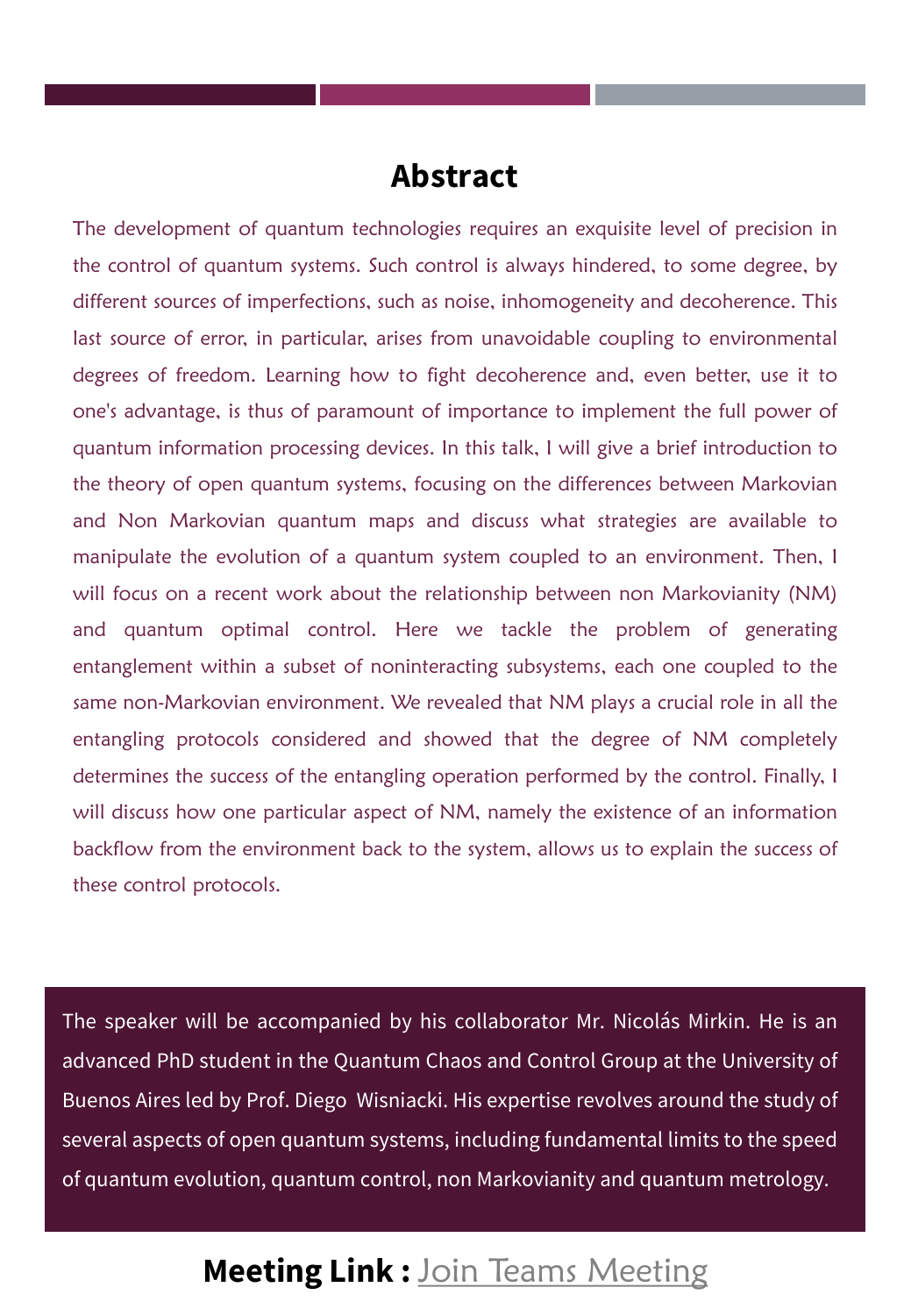## Abstract

The development of quantum technologies requires an exquisite level of precision in the control of quantum systems. Such control is always hindered, to some degree, by different sources of imperfections, such as noise, inhomogeneity and decoherence. This last source of error, in particular, arises from unavoidable coupling to environmental degrees of freedom. Learning how to fight decoherence and, even better, use it to one's advantage, is thus of paramount of importance to implement the full power of quantum information processing devices. In this talk, I will give a brief introduction to the theory of open quantum systems, focusing on the differences between Markovian and Non Markovian quantum maps and discuss what strategies are available to manipulate the evolution of a quantum system coupled to an environment. Then, I will focus on a recent work about the relationship between non Markovianity (NM) and quantum optimal control. Here we tackle the problem of generating entanglement within a subset of noninteracting subsystems, each one coupled to the same non-Markovian environment. We revealed that NM plays a crucial role in all the entangling protocols considered and showed that the degree of NM completely determines the success of the entangling operation performed by the control. Finally, I will discuss how one particular aspect of NM, namely the existence of an information backflow from the environment back to the system, allows us to explain the success of these control protocols.

The speaker will be accompanied by his collaborator Mr. Nicolás Mirkin. He is an advanced PhD student in the Quantum Chaos and Control Group at the University of Buenos Aires led by Prof. Diego Wisniacki. His expertise revolves around the study of several aspects of open quantum systems, including fundamental limits to the speed of quantum evolution, quantum control, non Markovianity and quantum metrology.

**Meeting Link :** Join Teams Meeting